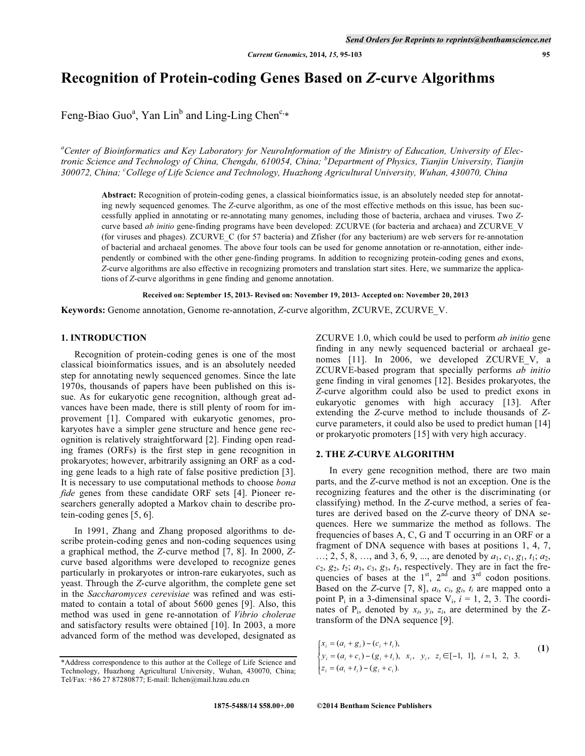# Recognition of Protein-coding Genes Based on *Z*-curve Algorithms

Feng-Biao Guo[a], Yan Lin[b] and Ling-Ling Chen[c,*]

[a]*Center of Bioinformatics and Key Laboratory for NeuroInformation of the Ministry of Education, University of Electronic Science and Technology of China, Chengdu, 610054, China;* [b]*Department of Physics, Tianjin University, Tianjin 300072, China;* [c]*College of Life Science and Technology, Huazhong Agricultural University, Wuhan, 430070, China*

**Abstract:** Recognition of protein-coding genes, a classical bioinformatics issue, is an absolutely needed step for annotating newly sequenced genomes. The *Z*-curve algorithm, as one of the most effective methods on this issue, has been successfully applied in annotating or re-annotating many genomes, including those of bacteria, archaea and viruses. Two *Z*-curve based *ab initio* gene-finding programs have been developed: ZCURVE (for bacteria and archaea) and ZCURVE_V (for viruses and phages). ZCURVE_C (for 57 bacteria) and Zfisher (for any bacterium) are web servers for re-annotation of bacterial and archaeal genomes. The above four tools can be used for genome annotation or re-annotation, either independently or combined with the other gene-finding programs. In addition to recognizing protein-coding genes and exons, *Z*-curve algorithms are also effective in recognizing promoters and translation start sites. Here, we summarize the applications of *Z*-curve algorithms in gene finding and genome annotation.

**Received on: September 15, 2013- Revised on: November 19, 2013- Accepted on: November 20, 2013**

**Keywords:** Genome annotation, Genome re-annotation, *Z*-curve algorithm, ZCURVE, ZCURVE_V.

## 1. INTRODUCTION

Recognition of protein-coding genes is one of the most classical bioinformatics issues, and is an absolutely needed step for annotating newly sequenced genomes. Since the late 1970s, thousands of papers have been published on this issue. As for eukaryotic gene recognition, although great advances have been made, there is still plenty of room for improvement [1]. Compared with eukaryotic genomes, prokaryotes have a simpler gene structure and hence gene recognition is relatively straightforward [2]. Finding open reading frames (ORFs) is the first step in gene recognition in prokaryotes; however, arbitrarily assigning an ORF as a coding gene leads to a high rate of false positive prediction [3]. It is necessary to use computational methods to choose *bona fide* genes from these candidate ORF sets [4]. Pioneer researchers generally adopted a Markov chain to describe protein-coding genes [5, 6].

In 1991, Zhang and Zhang proposed algorithms to describe protein-coding genes and non-coding sequences using a graphical method, the *Z*-curve method [7, 8]. In 2000, *Z*-curve based algorithms were developed to recognize genes particularly in prokaryotes or intron-rare eukaryotes, such as yeast. Through the *Z*-curve algorithm, the complete gene set in the *Saccharomyces cerevisiae* was refined and was estimated to contain a total of about 5600 genes [9]. Also, this method was used in gene re-annotation of *Vibrio cholerae* and satisfactory results were obtained [10]. In 2003, a more advanced form of the method was developed, designated as ZCURVE 1.0, which could be used to perform *ab initio* gene finding in any newly sequenced bacterial or archaeal genomes [11]. In 2006, we developed ZCURVE_V, a ZCURVE-based program that specially performs *ab initio* gene finding in viral genomes [12]. Besides prokaryotes, the *Z*-curve algorithm could also be used to predict exons in eukaryotic genomes with high accuracy [13]. After extending the *Z*-curve method to include thousands of *Z*-curve parameters, it could also be used to predict human [14] or prokaryotic promoters [15] with very high accuracy.

## 2. THE *Z*-CURVE ALGORITHM

In every gene recognition method, there are two main parts, and the *Z*-curve method is not an exception. One is the recognizing features and the other is the discriminating (or classifying) method. In the *Z*-curve method, a series of features are derived based on the *Z*-curve theory of DNA sequences. Here we summarize the method as follows. The frequencies of bases A, C, G and T occurring in an ORF or a fragment of DNA sequence with bases at positions 1, 4, 7, …; 2, 5, 8, …, and 3, 6, 9, ..., are denoted by $a_1$, $c_1$, $g_1$, $t_1$; $a_2$, $c_2$, $g_2$, $t_2$; $a_3$, $c_3$, $g_3$, $t_3$, respectively. They are in fact the frequencies of bases at the 1st, 2nd and 3rd codon positions. Based on the *Z*-curve [7, 8], $a_i$, $c_i$, $g_i$, $t_i$ are mapped onto a point $P_i$ in a 3-dimensinal space $V_i$, $i$ = 1, 2, 3. The coordinates of $P_i$, denoted by $x_i$, $y_i$, $z_i$, are determined by the Z-transform of the DNA sequence [9].

$$\begin{cases} x_i = (a_i + g_i) - (c_i + t_i), \\ y_i = (a_i + c_i) - (g_i + t_i), \quad x_i, \quad y_i, \quad z_i \in [-1, \ 1], \quad i = 1, \ 2, \ 3. \\ z_i = (a_i + t_i) - (g_i + c_i). \end{cases} \tag{1}$$

*Address correspondence to this author at the College of Life Science and Technology, Huazhong Agricultural University, Wuhan, 430070, China; Tel/Fax: +86 27 87280877; E-mail: llchen@mail.hzau.edu.cn

1875-5488/14 $58.00+.00 ©2014 Bentham Science Publishers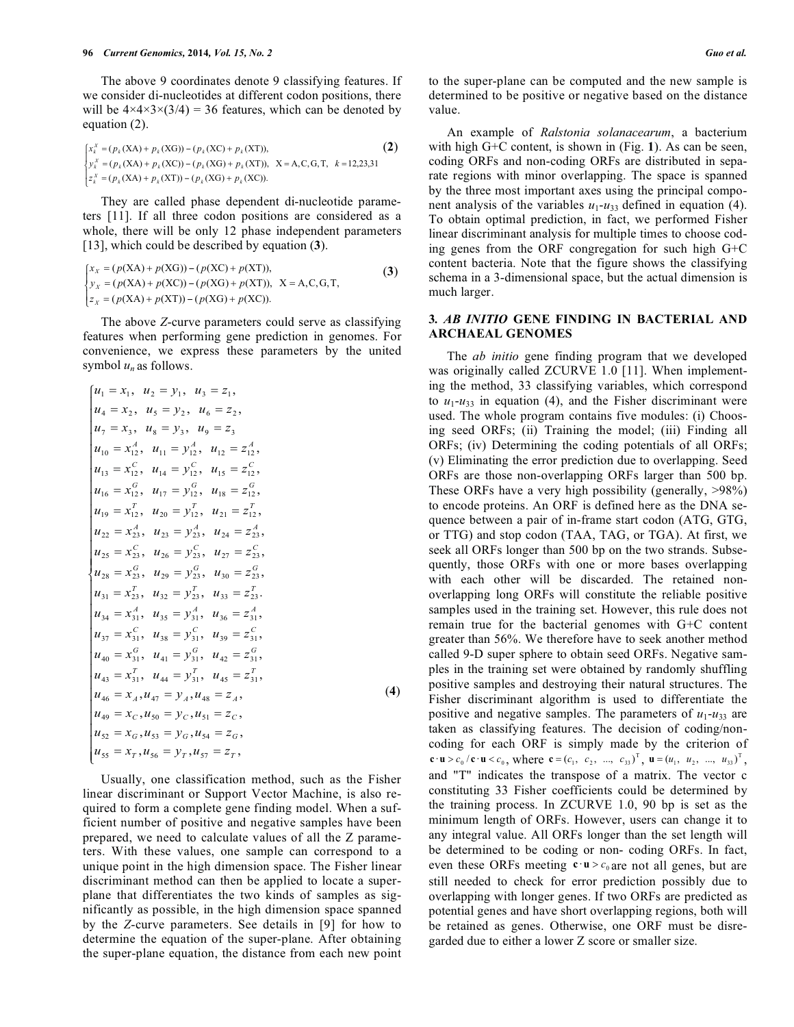The above 9 coordinates denote 9 classifying features. If we consider di-nucleotides at different codon positions, there will be 4×4×3×(3/4) = 36 features, which can be denoted by equation (2).

$$
\begin{cases}
x_k^X = (p_k(\text{XA}) + p_k(\text{XG})) - (p_k(\text{XC}) + p_k(\text{XT})), \\
y_k^X = (p_k(\text{XA}) + p_k(\text{XC})) - (p_k(\text{XG}) + p_k(\text{XT})), \quad \text{X} = \text{A,C,G,T}, \quad k = 12,23,31 \\
z_k^X = (p_k(\text{XA}) + p_k(\text{XT})) - (p_k(\text{XG}) + p_k(\text{XC})).
\end{cases}
\tag{2}
$$

They are called phase dependent di-nucleotide parameters [11]. If all three codon positions are considered as a whole, there will be only 12 phase independent parameters [13], which could be described by equation (**3**).

$$
\begin{cases}
x_X = (p(\text{XA}) + p(\text{XG})) - (p(\text{XC}) + p(\text{XT})), \\
y_X = (p(\text{XA}) + p(\text{XC})) - (p(\text{XG}) + p(\text{XT})), \quad \text{X} = \text{A,C,G,T}, \\
z_X = (p(\text{XA}) + p(\text{XT})) - (p(\text{XG}) + p(\text{XC})).
\end{cases}
\tag{3}
$$

The above *Z*-curve parameters could serve as classifying features when performing gene prediction in genomes. For convenience, we express these parameters by the united symbol $u_n$ as follows.

$$
\begin{cases}
u_1 = x_1, \ u_2 = y_1, \ u_3 = z_1, \\
u_4 = x_2, \ u_5 = y_2, \ u_6 = z_2, \\
u_7 = x_3, \ u_8 = y_3, \ u_9 = z_3 \\
u_{10} = x_{12}^A, \ u_{11} = y_{12}^A, \ u_{12} = z_{12}^A, \\
u_{13} = x_{12}^C, \ u_{14} = y_{12}^C, \ u_{15} = z_{12}^C, \\
u_{16} = x_{12}^G, \ u_{17} = y_{12}^G, \ u_{18} = z_{12}^G, \\
u_{19} = x_{12}^T, \ u_{20} = y_{12}^T, \ u_{21} = z_{12}^T, \\
u_{22} = x_{23}^A, \ u_{23} = y_{23}^A, \ u_{24} = z_{23}^A, \\
u_{25} = x_{23}^C, \ u_{26} = y_{23}^C, \ u_{27} = z_{23}^C, \\
u_{28} = x_{23}^G, \ u_{29} = y_{23}^G, \ u_{30} = z_{23}^G, \\
u_{31} = x_{23}^T, \ u_{32} = y_{23}^T, \ u_{33} = z_{23}^T. \\
u_{34} = x_{31}^A, \ u_{35} = y_{31}^A, \ u_{36} = z_{31}^A, \\
u_{37} = x_{31}^C, \ u_{38} = y_{31}^C, \ u_{39} = z_{31}^C, \\
u_{40} = x_{31}^G, \ u_{41} = y_{31}^G, \ u_{42} = z_{31}^G, \\
u_{43} = x_{31}^T, \ u_{44} = y_{31}^T, \ u_{45} = z_{31}^T, \\
u_{46} = x_A, u_{47} = y_A, u_{48} = z_A, \\
u_{49} = x_C, u_{50} = y_C, u_{51} = z_C, \\
u_{52} = x_G, u_{53} = y_G, u_{54} = z_G, \\
u_{55} = x_T, u_{56} = y_T, u_{57} = z_T,
\end{cases}
\tag{4}
$$

Usually, one classification method, such as the Fisher linear discriminant or Support Vector Machine, is also required to form a complete gene finding model. When a sufficient number of positive and negative samples have been prepared, we need to calculate values of all the Z parameters. With these values, one sample can correspond to a unique point in the high dimension space. The Fisher linear discriminant method can then be applied to locate a super-plane that differentiates the two kinds of samples as significantly as possible, in the high dimension space spanned by the *Z*-curve parameters. See details in [9] for how to determine the equation of the super-plane. After obtaining the super-plane equation, the distance from each new point to the super-plane can be computed and the new sample is determined to be positive or negative based on the distance value.

An example of *Ralstonia solanacearum*, a bacterium with high G+C content, is shown in (Fig. **1**). As can be seen, coding ORFs and non-coding ORFs are distributed in separate regions with minor overlapping. The space is spanned by the three most important axes using the principal component analysis of the variables $u_1$-$u_{33}$ defined in equation (4). To obtain optimal prediction, in fact, we performed Fisher linear discriminant analysis for multiple times to choose coding genes from the ORF congregation for such high G+C content bacteria. Note that the figure shows the classifying schema in a 3-dimensional space, but the actual dimension is much larger.

## 3. *AB INITIO* GENE FINDING IN BACTERIAL AND ARCHAEAL GENOMES

The *ab initio* gene finding program that we developed was originally called ZCURVE 1.0 [11]. When implementing the method, 33 classifying variables, which correspond to $u_1$-$u_{33}$ in equation (4), and the Fisher discriminant were used. The whole program contains five modules: (i) Choosing seed ORFs; (ii) Training the model; (iii) Finding all ORFs; (iv) Determining the coding potentials of all ORFs; (v) Eliminating the error prediction due to overlapping. Seed ORFs are those non-overlapping ORFs larger than 500 bp. These ORFs have a very high possibility (generally, >98%) to encode proteins. An ORF is defined here as the DNA sequence between a pair of in-frame start codon (ATG, GTG, or TTG) and stop codon (TAA, TAG, or TGA). At first, we seek all ORFs longer than 500 bp on the two strands. Subsequently, those ORFs with one or more bases overlapping with each other will be discarded. The retained non-overlapping long ORFs will constitute the reliable positive samples used in the training set. However, this rule does not remain true for the bacterial genomes with G+C content greater than 56%. We therefore have to seek another method called 9-D super sphere to obtain seed ORFs. Negative samples in the training set were obtained by randomly shuffling positive samples and destroying their natural structures. The Fisher discriminant algorithm is used to differentiate the positive and negative samples. The parameters of $u_1$-$u_{33}$ are taken as classifying features. The decision of coding/non-coding for each ORF is simply made by the criterion of $\mathbf{c} \cdot \mathbf{u} > c_0 \,/\, \mathbf{c} \cdot \mathbf{u} < c_0$, where $\mathbf{c} = (c_1, \ c_2, \ ..., \ c_{33})^{\mathrm{T}}$, $\mathbf{u} = (u_1, \ u_2, \ ..., \ u_{33})^{\mathrm{T}}$, and "T" indicates the transpose of a matrix. The vector c constituting 33 Fisher coefficients could be determined by the training process. In ZCURVE 1.0, 90 bp is set as the minimum length of ORFs. However, users can change it to any integral value. All ORFs longer than the set length will be determined to be coding or non- coding ORFs. In fact, even these ORFs meeting $\mathbf{c} \cdot \mathbf{u} > c_0$ are not all genes, but are still needed to check for error prediction possibly due to overlapping with longer genes. If two ORFs are predicted as potential genes and have short overlapping regions, both will be retained as genes. Otherwise, one ORF must be disregarded due to either a lower Z score or smaller size.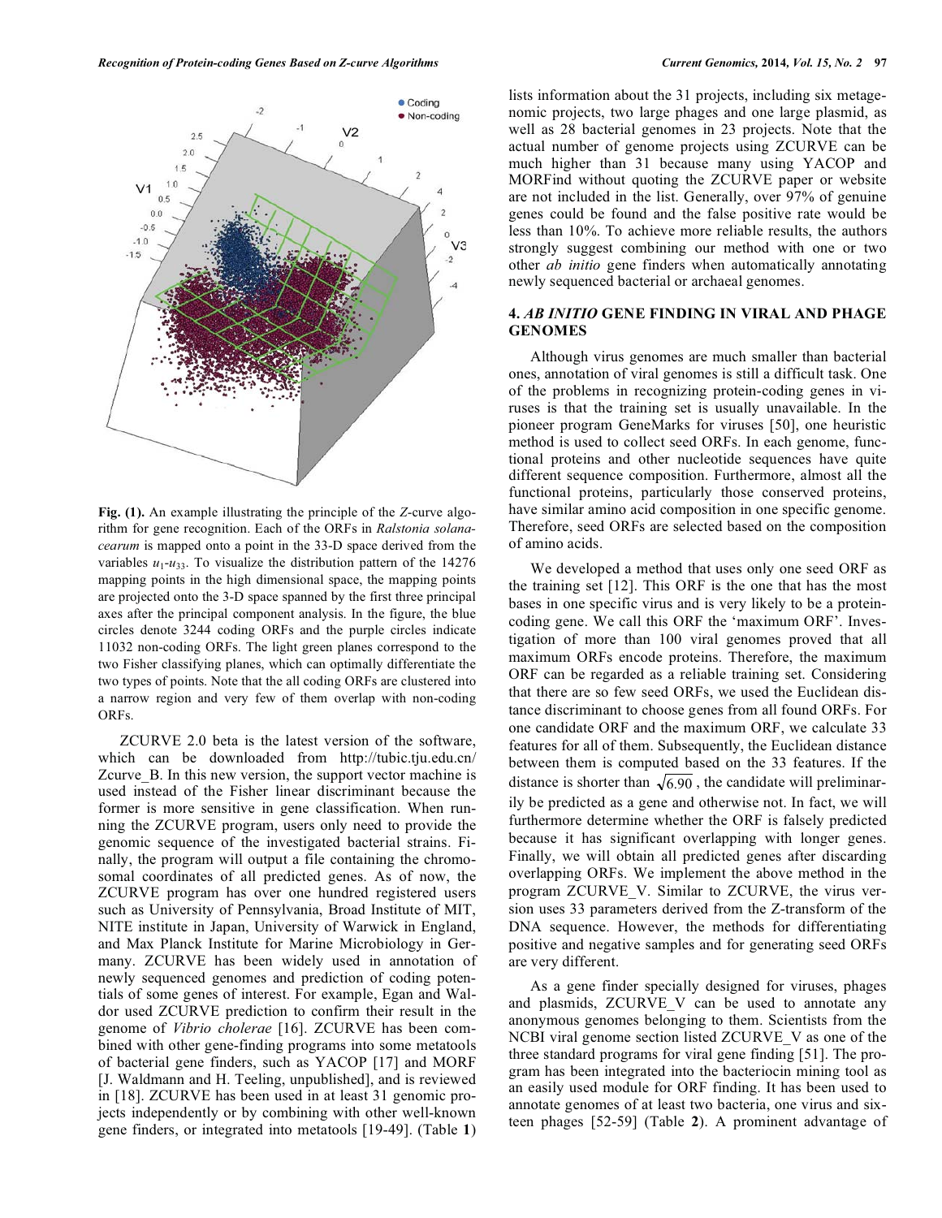Fig. (1). An example illustrating the principle of the *Z*-curve algorithm for gene recognition. Each of the ORFs in *Ralstonia solanacearum* is mapped onto a point in the 33-D space derived from the variables $u_1$-$u_{33}$. To visualize the distribution pattern of the 14276 mapping points in the high dimensional space, the mapping points are projected onto the 3-D space spanned by the first three principal axes after the principal component analysis. In the figure, the blue circles denote 3244 coding ORFs and the purple circles indicate 11032 non-coding ORFs. The light green planes correspond to the two Fisher classifying planes, which can optimally differentiate the two types of points. Note that the all coding ORFs are clustered into a narrow region and very few of them overlap with non-coding ORFs.

ZCURVE 2.0 beta is the latest version of the software, which can be downloaded from http://tubic.tju.edu.cn/Zcurve_B. In this new version, the support vector machine is used instead of the Fisher linear discriminant because the former is more sensitive in gene classification. When running the ZCURVE program, users only need to provide the genomic sequence of the investigated bacterial strains. Finally, the program will output a file containing the chromosomal coordinates of all predicted genes. As of now, the ZCURVE program has over one hundred registered users such as University of Pennsylvania, Broad Institute of MIT, NITE institute in Japan, University of Warwick in England, and Max Planck Institute for Marine Microbiology in Germany. ZCURVE has been widely used in annotation of newly sequenced genomes and prediction of coding potentials of some genes of interest. For example, Egan and Waldor used ZCURVE prediction to confirm their result in the genome of *Vibrio cholerae* [16]. ZCURVE has been combined with other gene-finding programs into some metatools of bacterial gene finders, such as YACOP [17] and MORF [J. Waldmann and H. Teeling, unpublished], and is reviewed in [18]. ZCURVE has been used in at least 31 genomic projects independently or by combining with other well-known gene finders, or integrated into metatools [19-49]. (Table **1**) lists information about the 31 projects, including six metagenomic projects, two large phages and one large plasmid, as well as 28 bacterial genomes in 23 projects. Note that the actual number of genome projects using ZCURVE can be much higher than 31 because many using YACOP and MORFind without quoting the ZCURVE paper or website are not included in the list. Generally, over 97% of genuine genes could be found and the false positive rate would be less than 10%. To achieve more reliable results, the authors strongly suggest combining our method with one or two other *ab initio* gene finders when automatically annotating newly sequenced bacterial or archaeal genomes.

## 4. *AB INITIO* GENE FINDING IN VIRAL AND PHAGE GENOMES

Although virus genomes are much smaller than bacterial ones, annotation of viral genomes is still a difficult task. One of the problems in recognizing protein-coding genes in viruses is that the training set is usually unavailable. In the pioneer program GeneMarks for viruses [50], one heuristic method is used to collect seed ORFs. In each genome, functional proteins and other nucleotide sequences have quite different sequence composition. Furthermore, almost all the functional proteins, particularly those conserved proteins, have similar amino acid composition in one specific genome. Therefore, seed ORFs are selected based on the composition of amino acids.

We developed a method that uses only one seed ORF as the training set [12]. This ORF is the one that has the most bases in one specific virus and is very likely to be a protein-coding gene. We call this ORF the 'maximum ORF'. Investigation of more than 100 viral genomes proved that all maximum ORFs encode proteins. Therefore, the maximum ORF can be regarded as a reliable training set. Considering that there are so few seed ORFs, we used the Euclidean distance discriminant to choose genes from all found ORFs. For one candidate ORF and the maximum ORF, we calculate 33 features for all of them. Subsequently, the Euclidean distance between them is computed based on the 33 features. If the distance is shorter than $\sqrt{6.90}$, the candidate will preliminarily be predicted as a gene and otherwise not. In fact, we will furthermore determine whether the ORF is falsely predicted because it has significant overlapping with longer genes. Finally, we will obtain all predicted genes after discarding overlapping ORFs. We implement the above method in the program ZCURVE_V. Similar to ZCURVE, the virus version uses 33 parameters derived from the Z-transform of the DNA sequence. However, the methods for differentiating positive and negative samples and for generating seed ORFs are very different.

As a gene finder specially designed for viruses, phages and plasmids, ZCURVE_V can be used to annotate any anonymous genomes belonging to them. Scientists from the NCBI viral genome section listed ZCURVE_V as one of the three standard programs for viral gene finding [51]. The program has been integrated into the bacteriocin mining tool as an easily used module for ORF finding. It has been used to annotate genomes of at least two bacteria, one virus and sixteen phages [52-59] (Table **2**). A prominent advantage of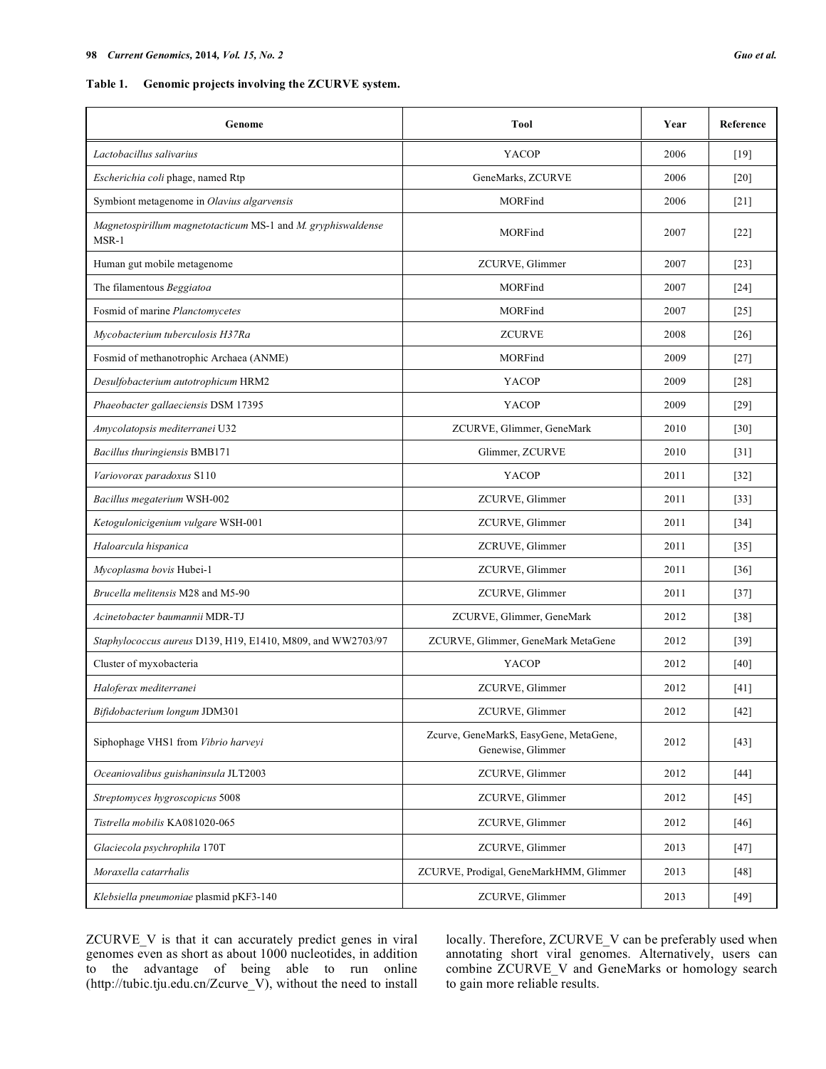**Table 1. Genomic projects involving the ZCURVE system.**

| Genome | Tool | Year | Reference |
|---|---|---|---|
| *Lactobacillus salivarius* | YACOP | 2006 | [19] |
| *Escherichia coli* phage, named Rtp | GeneMarks, ZCURVE | 2006 | [20] |
| Symbiont metagenome in *Olavius algarvensis* | MORFind | 2006 | [21] |
| *Magnetospirillum magnetotacticum* MS-1 and *M. gryphiswaldense* MSR-1 | MORFind | 2007 | [22] |
| Human gut mobile metagenome | ZCURVE, Glimmer | 2007 | [23] |
| The filamentous *Beggiatoa* | MORFind | 2007 | [24] |
| Fosmid of marine *Planctomycetes* | MORFind | 2007 | [25] |
| *Mycobacterium tuberculosis H37Ra* | ZCURVE | 2008 | [26] |
| Fosmid of methanotrophic Archaea (ANME) | MORFind | 2009 | [27] |
| *Desulfobacterium autotrophicum* HRM2 | YACOP | 2009 | [28] |
| *Phaeobacter gallaeciensis* DSM 17395 | YACOP | 2009 | [29] |
| *Amycolatopsis mediterranei* U32 | ZCURVE, Glimmer, GeneMark | 2010 | [30] |
| *Bacillus thuringiensis* BMB171 | Glimmer, ZCURVE | 2010 | [31] |
| *Variovorax paradoxus* S110 | YACOP | 2011 | [32] |
| *Bacillus megaterium* WSH-002 | ZCURVE, Glimmer | 2011 | [33] |
| *Ketogulonicigenium vulgare* WSH-001 | ZCURVE, Glimmer | 2011 | [34] |
| *Haloarcula hispanica* | ZCRUVE, Glimmer | 2011 | [35] |
| *Mycoplasma bovis* Hubei-1 | ZCURVE, Glimmer | 2011 | [36] |
| *Brucella melitensis* M28 and M5-90 | ZCURVE, Glimmer | 2011 | [37] |
| *Acinetobacter baumannii* MDR-TJ | ZCURVE, Glimmer, GeneMark | 2012 | [38] |
| *Staphylococcus aureus* D139, H19, E1410, M809, and WW2703/97 | ZCURVE, Glimmer, GeneMark MetaGene | 2012 | [39] |
| Cluster of myxobacteria | YACOP | 2012 | [40] |
| *Haloferax mediterranei* | ZCURVE, Glimmer | 2012 | [41] |
| *Bifidobacterium longum* JDM301 | ZCURVE, Glimmer | 2012 | [42] |
| Siphophage VHS1 from *Vibrio harveyi* | Zcurve, GeneMarkS, EasyGene, MetaGene, Genewise, Glimmer | 2012 | [43] |
| *Oceaniovalibus guishaninsula* JLT2003 | ZCURVE, Glimmer | 2012 | [44] |
| *Streptomyces hygroscopicus* 5008 | ZCURVE, Glimmer | 2012 | [45] |
| *Tistrella mobilis* KA081020-065 | ZCURVE, Glimmer | 2012 | [46] |
| *Glaciecola psychrophila* 170T | ZCURVE, Glimmer | 2013 | [47] |
| *Moraxella catarrhalis* | ZCURVE, Prodigal, GeneMarkHMM, Glimmer | 2013 | [48] |
| *Klebsiella pneumoniae* plasmid pKF3-140 | ZCURVE, Glimmer | 2013 | [49] |

ZCURVE_V is that it can accurately predict genes in viral genomes even as short as about 1000 nucleotides, in addition to the advantage of being able to run online (http://tubic.tju.edu.cn/Zcurve_V), without the need to install locally. Therefore, ZCURVE_V can be preferably used when annotating short viral genomes. Alternatively, users can combine ZCURVE_V and GeneMarks or homology search to gain more reliable results.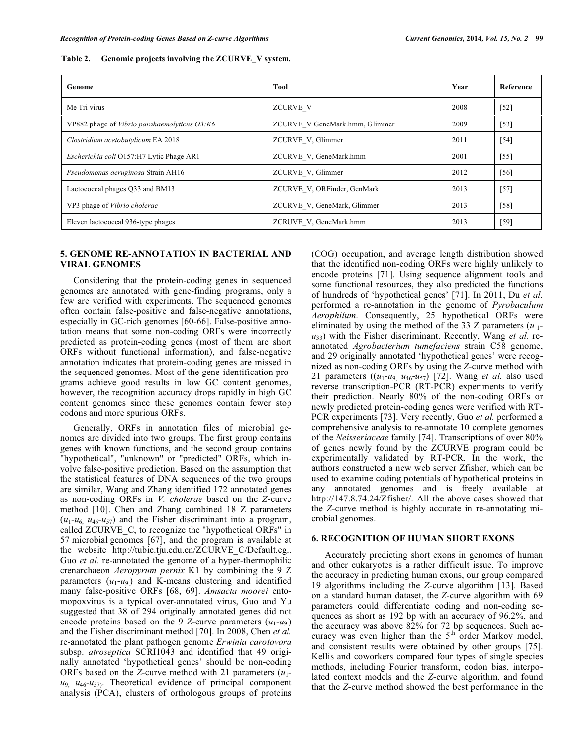**Table 2. Genomic projects involving the ZCURVE_V system.**

| Genome | Tool | Year | Reference |
|---|---|---|---|
| Me Tri virus | ZCURVE_V | 2008 | [52] |
| VP882 phage of *Vibrio parahaemolyticus O3:K6* | ZCURVE_V GeneMark.hmm, Glimmer | 2009 | [53] |
| *Clostridium acetobutylicum* EA 2018 | ZCURVE_V, Glimmer | 2011 | [54] |
| *Escherichia coli* O157:H7 Lytic Phage AR1 | ZCURVE_V, GeneMark.hmm | 2001 | [55] |
| *Pseudomonas aeruginosa* Strain AH16 | ZCURVE_V, Glimmer | 2012 | [56] |
| Lactococcal phages Q33 and BM13 | ZCURVE_V, ORFinder, GenMark | 2013 | [57] |
| VP3 phage of *Vibrio cholerae* | ZCURVE_V, GeneMark, Glimmer | 2013 | [58] |
| Eleven lactococcal 936-type phages | ZCRUVE_V, GeneMark.hmm | 2013 | [59] |

## 5. GENOME RE-ANNOTATION IN BACTERIAL AND VIRAL GENOMES

Considering that the protein-coding genes in sequenced genomes are annotated with gene-finding programs, only a few are verified with experiments. The sequenced genomes often contain false-positive and false-negative annotations, especially in GC-rich genomes [60-66]. False-positive annotation means that some non-coding ORFs were incorrectly predicted as protein-coding genes (most of them are short ORFs without functional information), and false-negative annotation indicates that protein-coding genes are missed in the sequenced genomes. Most of the gene-identification programs achieve good results in low GC content genomes, however, the recognition accuracy drops rapidly in high GC content genomes since these genomes contain fewer stop codons and more spurious ORFs.

Generally, ORFs in annotation files of microbial genomes are divided into two groups. The first group contains genes with known functions, and the second group contains "hypothetical", "unknown" or "predicted" ORFs, which involve false-positive prediction. Based on the assumption that the statistical features of DNA sequences of the two groups are similar, Wang and Zhang identified 172 annotated genes as non-coding ORFs in *V. cholerae* based on the *Z*-curve method [10]. Chen and Zhang combined 18 Z parameters ($u_1$-$u_6$, $u_{46}$-$u_{57}$) and the Fisher discriminant into a program, called ZCURVE_C, to recognize the "hypothetical ORFs" in 57 microbial genomes [67], and the program is available at the website http://tubic.tju.edu.cn/ZCURVE_C/Default.cgi. Guo *et al.* re-annotated the genome of a hyper-thermophilic crenarchaeon *Aeropyrum pernix* K1 by combining the 9 Z parameters ($u_1$-$u_9$) and K-means clustering and identified many false-positive ORFs [68, 69]. *Amsacta moorei* entomopoxvirus is a typical over-annotated virus, Guo and Yu suggested that 38 of 294 originally annotated genes did not encode proteins based on the 9 *Z*-curve parameters ($u_1$-$u_9$) and the Fisher discriminant method [70]. In 2008, Chen *et al.* re-annotated the plant pathogen genome *Erwinia carotovora* subsp. *atroseptica* SCRI1043 and identified that 49 originally annotated 'hypothetical genes' should be non-coding ORFs based on the *Z*-curve method with 21 parameters ($u_1$-$u_9$, $u_{46}$-$u_{57}$). Theoretical evidence of principal component analysis (PCA), clusters of orthologous groups of proteins (COG) occupation, and average length distribution showed that the identified non-coding ORFs were highly unlikely to encode proteins [71]. Using sequence alignment tools and some functional resources, they also predicted the functions of hundreds of 'hypothetical genes' [71]. In 2011, Du *et al.* performed a re-annotation in the genome of *Pyrobaculum Aerophilum*. Consequently, 25 hypothetical ORFs were eliminated by using the method of the 33 Z parameters ($u_1$-$u_{33}$) with the Fisher discriminant. Recently, Wang *et al.* re-annotated *Agrobacterium tumefaciens* strain C58 genome, and 29 originally annotated 'hypothetical genes' were recognized as non-coding ORFs by using the *Z*-curve method with 21 parameters (($u_1$-$u_9$, $u_{46}$-$u_{57}$) [72]. Wang *et al.* also used reverse transcription-PCR (RT-PCR) experiments to verify their prediction. Nearly 80% of the non-coding ORFs or newly predicted protein-coding genes were verified with RT-PCR experiments [73]. Very recently, Guo *et al.* performed a comprehensive analysis to re-annotate 10 complete genomes of the *Neisseriaceae* family [74]. Transcriptions of over 80% of genes newly found by the ZCURVE program could be experimentally validated by RT-PCR. In the work, the authors constructed a new web server Zfisher, which can be used to examine coding potentials of hypothetical proteins in any annotated genomes and is freely available at http://147.8.74.24/Zfisher/. All the above cases showed that the *Z*-curve method is highly accurate in re-annotating microbial genomes.

## 6. RECOGNITION OF HUMAN SHORT EXONS

Accurately predicting short exons in genomes of human and other eukaryotes is a rather difficult issue. To improve the accuracy in predicting human exons, our group compared 19 algorithms including the *Z*-curve algorithm [13]. Based on a standard human dataset, the *Z*-curve algorithm with 69 parameters could differentiate coding and non-coding sequences as short as 192 bp with an accuracy of 96.2%, and the accuracy was above 82% for 72 bp sequences. Such accuracy was even higher than the 5$^{th}$ order Markov model, and consistent results were obtained by other groups [75]. Kellis and coworkers compared four types of single species methods, including Fourier transform, codon bias, interpolated context models and the *Z*-curve algorithm, and found that the *Z*-curve method showed the best performance in the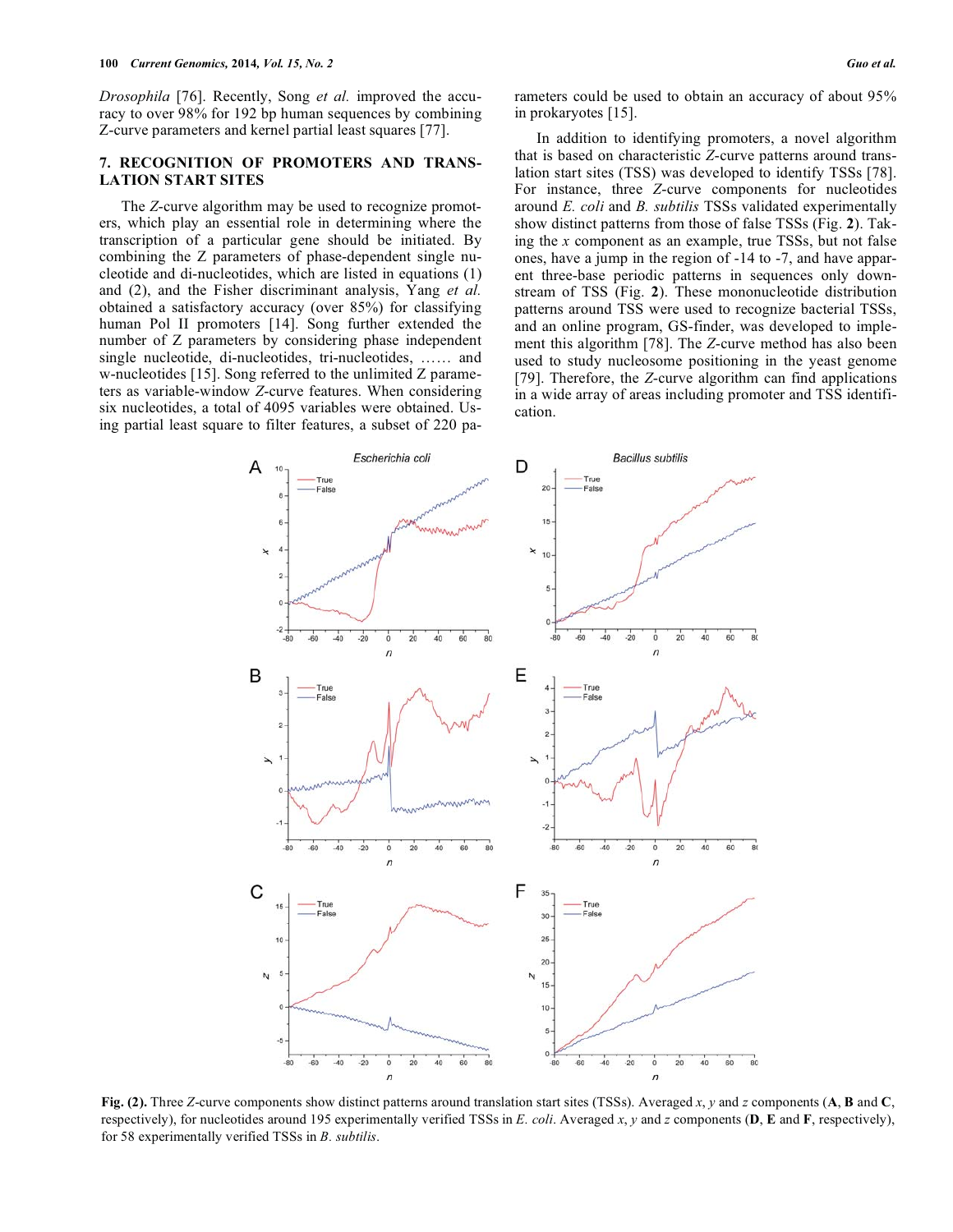*Drosophila* [76]. Recently, Song *et al.* improved the accuracy to over 98% for 192 bp human sequences by combining Z-curve parameters and kernel partial least squares [77].

## 7. RECOGNITION OF PROMOTERS AND TRANSLATION START SITES

The *Z*-curve algorithm may be used to recognize promoters, which play an essential role in determining where the transcription of a particular gene should be initiated. By combining the Z parameters of phase-dependent single nucleotide and di-nucleotides, which are listed in equations (1) and (2), and the Fisher discriminant analysis, Yang *et al.* obtained a satisfactory accuracy (over 85%) for classifying human Pol II promoters [14]. Song further extended the number of Z parameters by considering phase independent single nucleotide, di-nucleotides, tri-nucleotides, …… and w-nucleotides [15]. Song referred to the unlimited Z parameters as variable-window *Z*-curve features. When considering six nucleotides, a total of 4095 variables were obtained. Using partial least square to filter features, a subset of 220 parameters could be used to obtain an accuracy of about 95% in prokaryotes [15].

In addition to identifying promoters, a novel algorithm that is based on characteristic *Z*-curve patterns around translation start sites (TSS) was developed to identify TSSs [78]. For instance, three *Z*-curve components for nucleotides around *E. coli* and *B. subtilis* TSSs validated experimentally show distinct patterns from those of false TSSs (Fig. **2**). Taking the *x* component as an example, true TSSs, but not false ones, have a jump in the region of -14 to -7, and have apparent three-base periodic patterns in sequences only downstream of TSS (Fig. **2**). These mononucleotide distribution patterns around TSS were used to recognize bacterial TSSs, and an online program, GS-finder, was developed to implement this algorithm [78]. The *Z*-curve method has also been used to study nucleosome positioning in the yeast genome [79]. Therefore, the *Z*-curve algorithm can find applications in a wide array of areas including promoter and TSS identification.

**Fig. (2).** Three *Z*-curve components show distinct patterns around translation start sites (TSSs). Averaged *x*, *y* and *z* components (**A**, **B** and **C**, respectively), for nucleotides around 195 experimentally verified TSSs in *E. coli*. Averaged *x*, *y* and *z* components (**D**, **E** and **F**, respectively), for 58 experimentally verified TSSs in *B. subtilis*.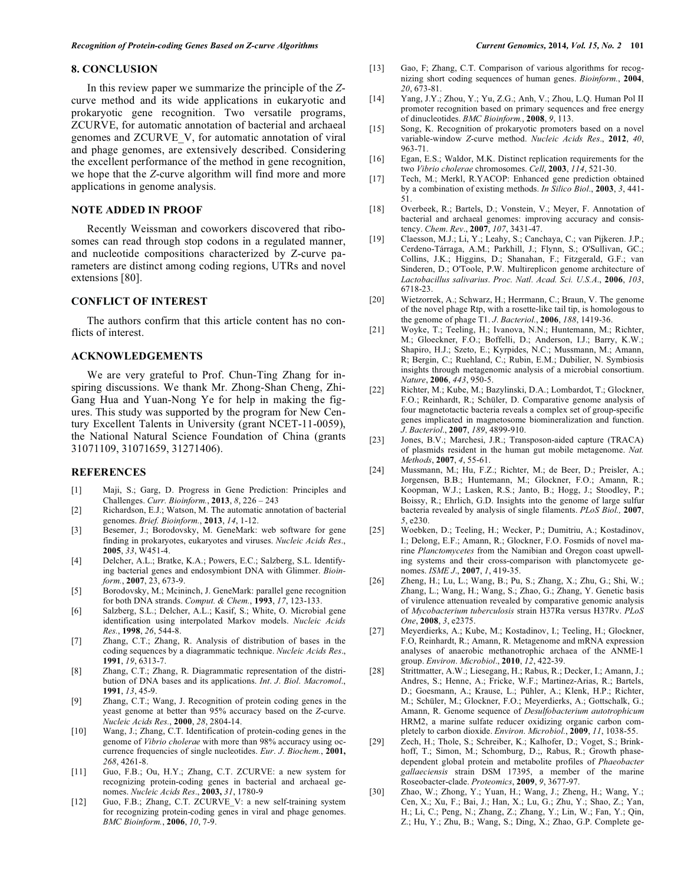## 8. CONCLUSION

In this review paper we summarize the principle of the *Z*-curve method and its wide applications in eukaryotic and prokaryotic gene recognition. Two versatile programs, ZCURVE, for automatic annotation of bacterial and archaeal genomes and ZCURVE_V, for automatic annotation of viral and phage genomes, are extensively described. Considering the excellent performance of the method in gene recognition, we hope that the *Z*-curve algorithm will find more and more applications in genome analysis.

## NOTE ADDED IN PROOF

Recently Weissman and coworkers discovered that ribosomes can read through stop codons in a regulated manner, and nucleotide compositions characterized by Z-curve parameters are distinct among coding regions, UTRs and novel extensions [80].

## CONFLICT OF INTEREST

The authors confirm that this article content has no conflicts of interest.

## ACKNOWLEDGEMENTS

We are very grateful to Prof. Chun-Ting Zhang for inspiring discussions. We thank Mr. Zhong-Shan Cheng, Zhi-Gang Hua and Yuan-Nong Ye for help in making the figures. This study was supported by the program for New Century Excellent Talents in University (grant NCET-11-0059), the National Natural Science Foundation of China (grants 31071109, 31071659, 31271406).

## REFERENCES

[1] Maji, S.; Garg, D. Progress in Gene Prediction: Principles and Challenges. *Curr. Bioinform.*, **2013**, *8*, 226 – 243

[2] Richardson, E.J.; Watson, M. The automatic annotation of bacterial genomes. *Brief. Bioinform.*, **2013**, *14*, 1-12.

[3] Besemer, J.; Borodovsky, M. GeneMark: web software for gene finding in prokaryotes, eukaryotes and viruses. *Nucleic Acids Res*., **2005**, *33*, W451-4.

[4] Delcher, A.L.; Bratke, K.A.; Powers, E.C.; Salzberg, S.L. Identifying bacterial genes and endosymbiont DNA with Glimmer. *Bioinform.*, **2007**, 23, 673-9.

[5] Borodovsky, M.; Mcininch, J. GeneMark: parallel gene recognition for both DNA strands. *Comput. & Chem*., **1993**, *17*, 123-133.

[6] Salzberg, S.L.; Delcher, A.L.; Kasif, S.; White, O. Microbial gene identification using interpolated Markov models. *Nucleic Acids Res.*, **1998**, *26*, 544-8.

[7] Zhang, C.T.; Zhang, R. Analysis of distribution of bases in the coding sequences by a diagrammatic technique. *Nucleic Acids Res*., **1991**, *19*, 6313-7.

[8] Zhang, C.T.; Zhang, R. Diagrammatic representation of the distribution of DNA bases and its applications. *Int*. *J*. *Biol*. *Macromol*., **1991**, *13*, 45-9.

[9] Zhang, C.T.; Wang, J. Recognition of protein coding genes in the yeast genome at better than 95% accuracy based on the *Z*-curve. *Nucleic Acids Res.*, **2000**, *28*, 2804-14.

[10] Wang, J.; Zhang, C.T. Identification of protein-coding genes in the genome of *Vibrio cholerae* with more than 98% accuracy using occurrence frequencies of single nucleotides. *Eur*. *J*. *Biochem.*, **2001,** *268*, 4261-8.

[11] Guo, F.B.; Ou, H.Y.; Zhang, C.T. ZCURVE: a new system for recognizing protein-coding genes in bacterial and archaeal genomes. *Nucleic Acids Res*., **2003,** *31*, 1780-9

[12] Guo, F.B.; Zhang, C.T. ZCURVE_V: a new self-training system for recognizing protein-coding genes in viral and phage genomes. *BMC Bioinform.*, **2006**, *10*, 7-9.

[13] Gao, F; Zhang, C.T. Comparison of various algorithms for recognizing short coding sequences of human genes. *Bioinform.*, **2004**, *20*, 673-81.

[14] Yang, J.Y.; Zhou, Y.; Yu, Z.G.; Anh, V.; Zhou, L.Q. Human Pol II promoter recognition based on primary sequences and free energy of dinucleotides. *BMC Bioinform.*, **2008**, *9*, 113.

[15] Song, K. Recognition of prokaryotic promoters based on a novel variable-window *Z*-curve method. *Nucleic Acids Res*., **2012**, *40*, 963-71.

[16] Egan, E.S.; Waldor, M.K. Distinct replication requirements for the two *Vibrio cholerae* chromosomes. *Cell*, **2003**, *114*, 521-30.

[17] Tech, M.; Merkl, R.YACOP: Enhanced gene prediction obtained by a combination of existing methods. *In Silico Biol*., **2003**, *3*, 441-51.

[18] Overbeek, R.; Bartels, D.; Vonstein, V.; Meyer, F. Annotation of bacterial and archaeal genomes: improving accuracy and consistency. *Chem. Rev*., **2007**, *107*, 3431-47.

[19] Claesson, M.J.; Li, Y.; Leahy, S.; Canchaya, C.; van Pijkeren. J.P.; Cerdeno-Tárraga, A.M.; Parkhill, J.; Flynn, S.; O'Sullivan, GC.; Collins, J.K.; Higgins, D.; Shanahan, F.; Fitzgerald, G.F.; van Sinderen, D.; O'Toole, P.W. Multireplicon genome architecture of *Lactobacillus salivarius*. *Proc. Natl. Acad. Sci. U.S.A*., **2006**, *103*, 6718-23.

[20] Wietzorrek, A.; Schwarz, H.; Herrmann, C.; Braun, V. The genome of the novel phage Rtp, with a rosette-like tail tip, is homologous to the genome of phage T1. *J. Bacteriol.*, **2006**, *188*, 1419-36.

[21] Woyke, T.; Teeling, H.; Ivanova, N.N.; Huntemann, M.; Richter, M.; Gloeckner, F.O.; Boffelli, D.; Anderson, I.J.; Barry, K.W.; Shapiro, H.J.; Szeto, E.; Kyrpides, N.C.; Mussmann, M.; Amann, R; Bergin, C.; Ruehland, C.; Rubin, E.M.; Dubilier, N. Symbiosis insights through metagenomic analysis of a microbial consortium. *Nature*, **2006**, *443*, 950-5.

[22] Richter, M.; Kube, M.; Bazylinski, D.A.; Lombardot, T.; Glockner, F.O.; Reinhardt, R.; Schüler, D. Comparative genome analysis of four magnetotactic bacteria reveals a complex set of group-specific genes implicated in magnetosome biomineralization and function. *J. Bacteriol*., **2007**, *189*, 4899-910.

[23] Jones, B.V.; Marchesi, J.R.; Transposon-aided capture (TRACA) of plasmids resident in the human gut mobile metagenome. *Nat. Methods*, **2007**, *4*, 55-61.

[24] Mussmann, M.; Hu, F.Z.; Richter, M.; de Beer, D.; Preisler, A.; Jorgensen, B.B.; Huntemann, M.; Glockner, F.O.; Amann, R.; Koopman, W.J.; Lasken, R.S.; Janto, B.; Hogg, J.; Stoodley, P.; Boissy, R.; Ehrlich, G.D. Insights into the genome of large sulfur bacteria revealed by analysis of single filaments. *PLoS Biol.,* **2007**, *5*, e230.

[25] Woebken, D.; Teeling, H.; Wecker, P.; Dumitriu, A.; Kostadinov, I.; Delong, E.F.; Amann, R.; Glockner, F.O. Fosmids of novel marine *Planctomycetes* from the Namibian and Oregon coast upwelling systems and their cross-comparison with planctomycete genomes. *ISME J*., **2007**, *1*, 419-35.

[26] Zheng, H.; Lu, L.; Wang, B.; Pu, S.; Zhang, X.; Zhu, G.; Shi, W.; Zhang, L.; Wang, H.; Wang, S.; Zhao, G.; Zhang, Y. Genetic basis of virulence attenuation revealed by comparative genomic analysis of *Mycobacterium tuberculosis* strain H37Ra versus H37Rv. *PLoS One*, **2008**, *3*, e2375.

[27] Meyerdierks, A.; Kube, M.; Kostadinov, I.; Teeling, H.; Glockner, F.O, Reinhardt, R.; Amann, R. Metagenome and mRNA expression analyses of anaerobic methanotrophic archaea of the ANME-1 group. *Environ*. *Microbiol*., **2010**, *12*, 422-39.

[28] Strittmatter, A.W.; Liesegang, H.; Rabus, R.; Decker, I.; Amann, J.; Andres, S.; Henne, A.; Fricke, W.F.; Martinez-Arias, R.; Bartels, D.; Goesmann, A.; Krause, L.; Pühler, A.; Klenk, H.P.; Richter, M.; Schüler, M.; Glockner, F.O.; Meyerdierks, A.; Gottschalk, G.; Amann, R. Genome sequence of *Desulfobacterium autotrophicum* HRM2, a marine sulfate reducer oxidizing organic carbon completely to carbon dioxide. *Environ. Microbiol.*, **2009**, *11*, 1038-55.

[29] Zech, H.; Thole, S.; Schreiber, K.; Kalhofer, D.; Voget, S.; Brinkhoff, T.; Simon, M.; Schomburg, D.;, Rabus, R.; Growth phase-dependent global protein and metabolite profiles of *Phaeobacter gallaeciensis* strain DSM 17395, a member of the marine Roseobacter-clade. *Proteomics*, **2009**, *9*, 3677-97.

[30] Zhao, W.; Zhong, Y.; Yuan, H.; Wang, J.; Zheng, H.; Wang, Y.; Cen, X.; Xu, F.; Bai, J.; Han, X.; Lu, G.; Zhu, Y.; Shao, Z.; Yan, H.; Li, C.; Peng, N.; Zhang, Z.; Zhang, Y.; Lin, W.; Fan, Y.; Qin, Z.; Hu, Y.; Zhu, B.; Wang, S.; Ding, X.; Zhao, G.P. Complete ge-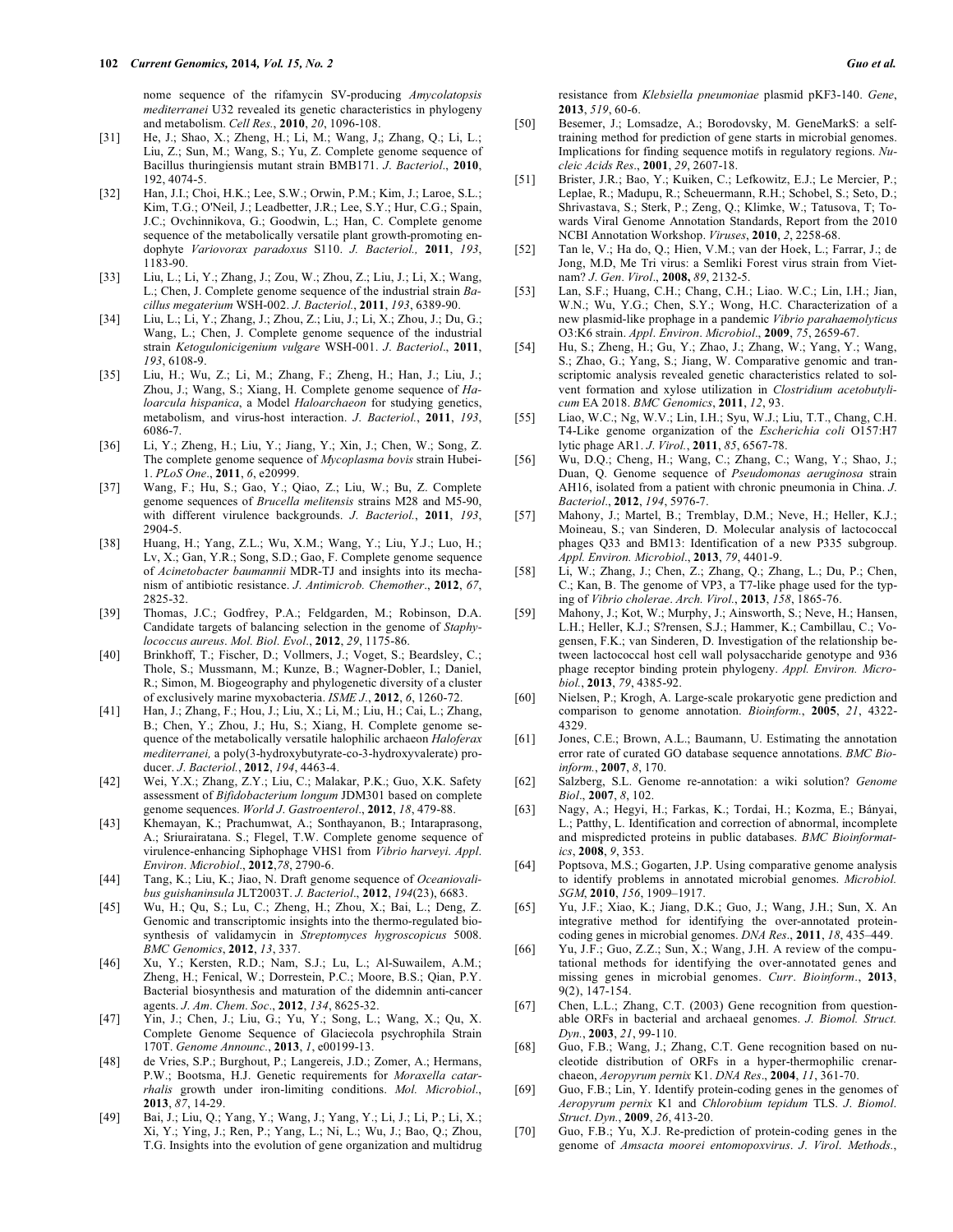nome sequence of the rifamycin SV-producing *Amycolatopsis mediterranei* U32 revealed its genetic characteristics in phylogeny and metabolism. *Cell Res.*, **2010**, *20*, 1096-108.

[31] He, J.; Shao, X.; Zheng, H.; Li, M.; Wang, J,; Zhang, Q.; Li, L.; Liu, Z.; Sun, M.; Wang, S.; Yu, Z. Complete genome sequence of Bacillus thuringiensis mutant strain BMB171. *J. Bacteriol*., **2010**, 192, 4074-5.

[32] Han, J.I.; Choi, H.K.; Lee, S.W.; Orwin, P.M.; Kim, J.; Laroe, S.L.; Kim, T.G.; O'Neil, J.; Leadbetter, J.R.; Lee, S.Y.; Hur, C.G.; Spain, J.C.; Ovchinnikova, G.; Goodwin, L.; Han, C. Complete genome sequence of the metabolically versatile plant growth-promoting endophyte *Variovorax paradoxus* S110. *J. Bacteriol.,* **2011**, *193*, 1183-90.

[33] Liu, L.; Li, Y.; Zhang, J.; Zou, W.; Zhou, Z.; Liu, J.; Li, X.; Wang, L.; Chen, J. Complete genome sequence of the industrial strain *Bacillus megaterium* WSH-002. *J. Bacteriol.*, **2011**, *193*, 6389-90.

[34] Liu, L.; Li, Y.; Zhang, J.; Zhou, Z.; Liu, J.; Li, X.; Zhou, J.; Du, G.; Wang, L.; Chen, J. Complete genome sequence of the industrial strain *Ketogulonicigenium vulgare* WSH-001. *J. Bacteriol*., **2011**, *193*, 6108-9.

[35] Liu, H.; Wu, Z.; Li, M.; Zhang, F.; Zheng, H.; Han, J.; Liu, J.; Zhou, J.; Wang, S.; Xiang, H. Complete genome sequence of *Haloarcula hispanica*, a Model *Haloarchaeon* for studying genetics, metabolism, and virus-host interaction. *J. Bacteriol.*, **2011**, *193*, 6086-7.

[36] Li, Y.; Zheng, H.; Liu, Y.; Jiang, Y.; Xin, J.; Chen, W.; Song, Z. The complete genome sequence of *Mycoplasma bovis* strain Hubei-1. *PLoS One*., **2011**, *6*, e20999.

[37] Wang, F.; Hu, S.; Gao, Y.; Qiao, Z.; Liu, W.; Bu, Z. Complete genome sequences of *Brucella melitensis* strains M28 and M5-90, with different virulence backgrounds. *J. Bacteriol.*, **2011**, *193*, 2904-5.

[38] Huang, H.; Yang, Z.L.; Wu, X.M.; Wang, Y.; Liu, Y.J.; Luo, H.; Lv, X.; Gan, Y.R.; Song, S.D.; Gao, F. Complete genome sequence of *Acinetobacter baumannii* MDR-TJ and insights into its mechanism of antibiotic resistance. *J. Antimicrob. Chemother*., **2012**, *67*, 2825-32.

[39] Thomas, J.C.; Godfrey, P.A.; Feldgarden, M.; Robinson, D.A. Candidate targets of balancing selection in the genome of *Staphylococcus aureus*. *Mol. Biol. Evol*., **2012**, *29*, 1175-86.

[40] Brinkhoff, T.; Fischer, D.; Vollmers, J.; Voget, S.; Beardsley, C.; Thole, S.; Mussmann, M.; Kunze, B.; Wagner-Dobler, I.; Daniel, R.; Simon, M. Biogeography and phylogenetic diversity of a cluster of exclusively marine myxobacteria. *ISME J*., **2012**, *6*, 1260-72.

[41] Han, J.; Zhang, F.; Hou, J.; Liu, X.; Li, M.; Liu, H.; Cai, L.; Zhang, B.; Chen, Y.; Zhou, J.; Hu, S.; Xiang, H. Complete genome sequence of the metabolically versatile halophilic archaeon *Haloferax mediterranei,* a poly(3-hydroxybutyrate-co-3-hydroxyvalerate) producer. *J. Bacteriol.*, **2012**, *194*, 4463-4.

[42] Wei, Y.X.; Zhang, Z.Y.; Liu, C.; Malakar, P.K.; Guo, X.K. Safety assessment of *Bifidobacterium longum* JDM301 based on complete genome sequences. *World J. Gastroenterol*., **2012**, *18*, 479-88.

[43] Khemayan, K.; Prachumwat, A.; Sonthayanon, B.; Intaraprasong, A.; Sriurairatana. S.; Flegel, T.W. Complete genome sequence of virulence-enhancing Siphophage VHS1 from *Vibrio harveyi*. *Appl. Environ. Microbiol*., **2012**,*78*, 2790-6.

[44] Tang, K.; Liu, K.; Jiao, N. Draft genome sequence of *Oceanivolibus guishaninsula* JLT2003T. *J. Bacteriol*., **2012**, *194*(23), 6683.

[45] Wu, H.; Qu, S.; Lu, C.; Zheng, H.; Zhou, X.; Bai, L.; Deng, Z. Genomic and transcriptomic insights into the thermo-regulated biosynthesis of validamycin in *Streptomyces hygroscopicus* 5008. *BMC Genomics*, **2012**, *13*, 337.

[46] Xu, Y.; Kersten, R.D.; Nam, S.J.; Lu, L.; Al-Suwailem, A.M.; Zheng, H.; Fenical, W.; Dorrestein, P.C.; Moore, B.S.; Qian, P.Y. Bacterial biosynthesis and maturation of the didemnin anti-cancer agents. *J. Am. Chem. Soc*., **2012**, *134*, 8625-32.

[47] Yin, J.; Chen, J.; Liu, G.; Yu, Y.; Song, L.; Wang, X.; Qu, X. Complete Genome Sequence of Glaciecola psychrophila Strain 170T. *Genome Announc*., **2013**, *1*, e00199-13.

[48] de Vries, S.P.; Burghout, P.; Langereis, J.D.; Zomer, A.; Hermans, P.W.; Bootsma, H.J. Genetic requirements for *Moraxella catarrhalis* growth under iron-limiting conditions. *Mol. Microbiol*., **2013**, *87*, 14-29.

[49] Bai, J.; Liu, Q.; Yang, Y.; Wang, J.; Yang, Y.; Li, J.; Li, P.; Li, X.; Xi, Y.; Ying, J.; Ren, P.; Yang, L.; Ni, L.; Wu, J.; Bao, Q.; Zhou, T.G. Insights into the evolution of gene organization and multidrug resistance from *Klebsiella pneumoniae* plasmid pKF3-140. *Gene*, **2013**, *519*, 60-6.

[50] Besemer, J.; Lomsadze, A.; Borodovsky, M. GeneMarkS: a self-training method for prediction of gene starts in microbial genomes. Implications for finding sequence motifs in regulatory regions. *Nucleic Acids Res*., **2001**, *29*, 2607-18.

[51] Brister, J.R.; Bao, Y.; Kuiken, C.; Lefkowitz, E.J.; Le Mercier, P.; Leplae, R.; Madupu, R.; Scheuermann, R.H.; Schobel, S.; Seto, D.; Shrivastava, S.; Sterk, P.; Zeng, Q.; Klimke, W.; Tatusova, T; Towards Viral Genome Annotation Standards, Report from the 2010 NCBI Annotation Workshop. *Viruses*, **2010**, *2*, 2258-68.

[52] Tan le, V.; Ha do, Q.; Hien, V.M.; van der Hoek, L.; Farrar, J.; de Jong, M.D, Me Tri virus: a Semliki Forest virus strain from Vietnam? *J. Gen. Virol*., **2008,** *89*, 2132-5.

[53] Lan, S.F.; Huang, C.H.; Chang, C.H.; Liao. W.C.; Lin, I.H.; Jian, W.N.; Wu, Y.G.; Chen, S.Y.; Wong, H.C. Characterization of a new plasmid-like prophage in a pandemic *Vibrio parahaemolyticus* O3:K6 strain. *Appl. Environ. Microbiol*., **2009**, *75*, 2659-67.

[54] Hu, S.; Zheng, H.; Gu, Y.; Zhao, J.; Zhang, W.; Yang, Y.; Wang, S.; Zhao, G.; Yang, S.; Jiang, W. Comparative genomic and transcriptomic analysis revealed genetic characteristics related to solvent formation and xylose utilization in *Clostridium acetobutylicum* EA 2018. *BMC Genomics*, **2011**, *12*, 93.

[55] Liao, W.C.; Ng, W.V.; Lin, I.H.; Syu, W.J.; Liu, T.T., Chang, C.H. T4-Like genome organization of the *Escherichia coli* O157:H7 lytic phage AR1. *J. Virol.*, **2011**, *85*, 6567-78.

[56] Wu, D.Q.; Cheng, H.; Wang, C.; Zhang, C.; Wang, Y.; Shao, J.; Duan, Q. Genome sequence of *Pseudomonas aeruginosa* strain AH16, isolated from a patient with chronic pneumonia in China. *J. Bacteriol*., **2012**, *194*, 5976-7.

[57] Mahony, J.; Martel, B.; Tremblay, D.M.; Neve, H.; Heller, K.J.; Moineau, S.; van Sinderen, D. Molecular analysis of lactococcal phages Q33 and BM13: Identification of a new P335 subgroup. *Appl. Environ. Microbiol*., **2013**, *79*, 4401-9.

[58] Li, W.; Zhang, J.; Chen, Z.; Zhang, Q.; Zhang, L.; Du, P.; Chen, C.; Kan, B. The genome of VP3, a T7-like phage used for the typing of *Vibrio cholerae*. *Arch. Virol*., **2013**, *158*, 1865-76.

[59] Mahony, J.; Kot, W.; Murphy, J.; Ainsworth, S.; Neve, H.; Hansen, L.H.; Heller, K.J.; S?rensen, S.J.; Hammer, K.; Cambillau, C.; Vogensen, F.K.; van Sinderen, D. Investigation of the relationship between lactococcal host cell wall polysaccharide genotype and 936 phage receptor binding protein phylogeny. *Appl. Environ. Microbiol.*, **2013**, *79*, 4385-92.

[60] Nielsen, P.; Krogh, A. Large-scale prokaryotic gene prediction and comparison to genome annotation. *Bioinform.*, **2005**, *21*, 4322-4329.

[61] Jones, C.E.; Brown, A.L.; Baumann, U. Estimating the annotation error rate of curated GO database sequence annotations. *BMC Bioinform.*, **2007**, *8*, 170.

[62] Salzberg, S.L. Genome re-annotation: a wiki solution? *Genome Biol*., **2007**, *8*, 102.

[63] Nagy, A.; Hegyi, H.; Farkas, K.; Tordai, H.; Kozma, E.; Bányai, L.; Patthy, L. Identification and correction of abnormal, incomplete and mispredicted proteins in public databases. *BMC Bioinformatics*, **2008**, *9*, 353.

[64] Poptsova, M.S.; Gogarten, J.P. Using comparative genome analysis to identify problems in annotated microbial genomes. *Microbiol. SGM*, **2010**, *156*, 1909–1917.

[65] Yu, J.F.; Xiao, K.; Jiang, D.K.; Guo, J.; Wang, J.H.; Sun, X. An integrative method for identifying the over-annotated protein-coding genes in microbial genomes. *DNA Res*., **2011**, *18*, 435–449.

[66] Yu, J.F.; Guo, Z.Z.; Sun, X.; Wang, J.H. A review of the computational methods for identifying the over-annotated genes and missing genes in microbial genomes. *Curr*. *Bioinform*., **2013**, 9(2), 147-154.

[67] Chen, L.L.; Zhang, C.T. (2003) Gene recognition from questionable ORFs in bacterial and archaeal genomes. *J. Biomol. Struct. Dyn.*, **2003**, *21*, 99-110.

[68] Guo, F.B.; Wang, J.; Zhang, C.T. Gene recognition based on nucleotide distribution of ORFs in a hyper-thermophilic crenarchaeon, *Aeropyrum pernix* K1. *DNA Res*., **2004**, *11*, 361-70.

[69] Guo, F.B.; Lin, Y. Identify protein-coding genes in the genomes of *Aeropyrum pernix* K1 and *Chlorobium tepidum* TLS. *J. Biomol. Struct. Dyn.*, **2009**, *26*, 413-20.

[70] Guo, F.B.; Yu, X.J. Re-prediction of protein-coding genes in the genome of *Amsacta moorei entomopoxvirus*. *J. Virol. Methods.*,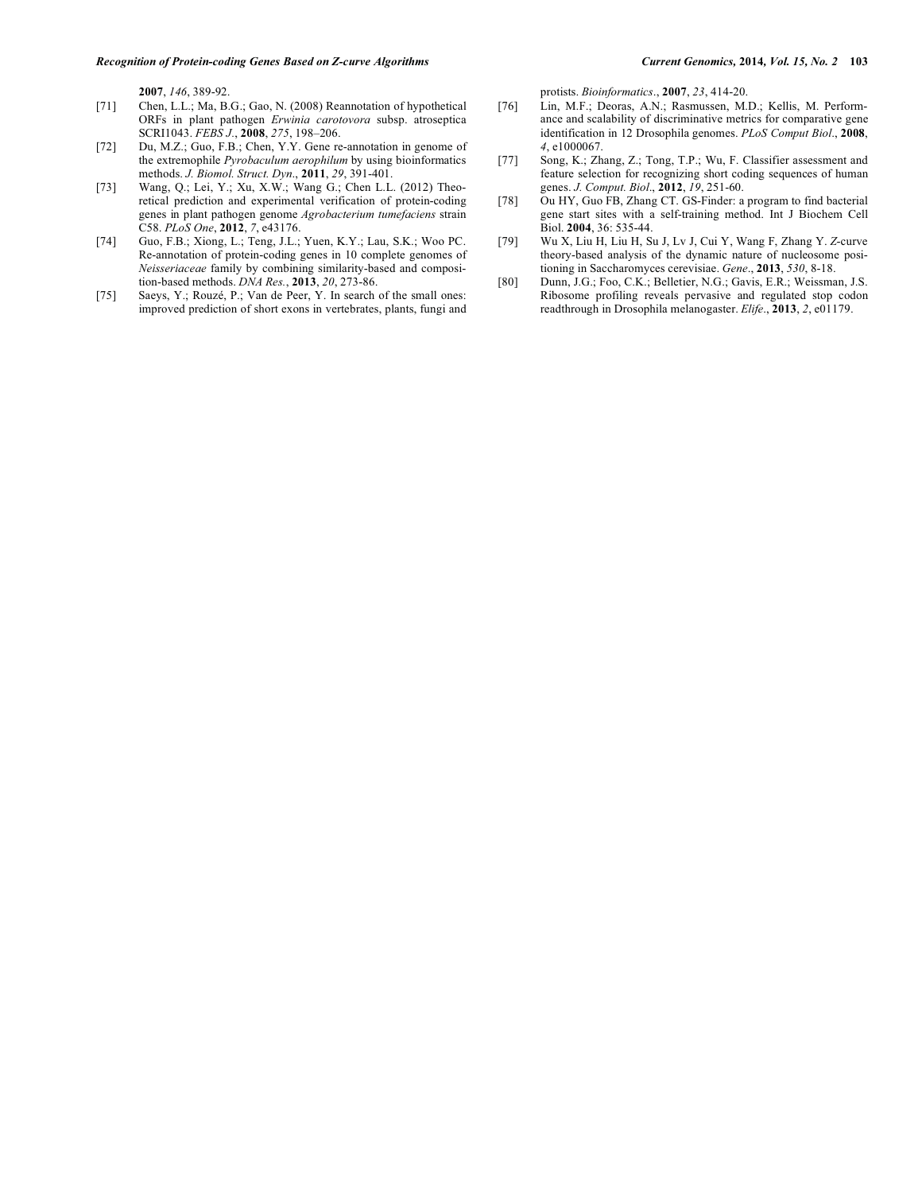2007, *146*, 389-92.

[71] Chen, L.L.; Ma, B.G.; Gao, N. (2008) Reannotation of hypothetical ORFs in plant pathogen *Erwinia carotovora* subsp. atroseptica SCRI1043. *FEBS J.*, **2008**, *275*, 198–206.

[72] Du, M.Z.; Guo, F.B.; Chen, Y.Y. Gene re-annotation in genome of the extremophile *Pyrobaculum aerophilum* by using bioinformatics methods. *J. Biomol. Struct. Dyn.*, **2011**, *29*, 391-401.

[73] Wang, Q.; Lei, Y.; Xu, X.W.; Wang G.; Chen L.L. (2012) Theoretical prediction and experimental verification of protein-coding genes in plant pathogen genome *Agrobacterium tumefaciens* strain C58. *PLoS One*, **2012**, *7*, e43176.

[74] Guo, F.B.; Xiong, L.; Teng, J.L.; Yuen, K.Y.; Lau, S.K.; Woo PC. Re-annotation of protein-coding genes in 10 complete genomes of *Neisseriaceae* family by combining similarity-based and composition-based methods. *DNA Res.*, **2013**, *20*, 273-86.

[75] Saeys, Y.; Rouzé, P.; Van de Peer, Y. In search of the small ones: improved prediction of short exons in vertebrates, plants, fungi and protists. *Bioinformatics*., **2007**, *23*, 414-20.

[76] Lin, M.F.; Deoras, A.N.; Rasmussen, M.D.; Kellis, M. Performance and scalability of discriminative metrics for comparative gene identification in 12 Drosophila genomes. *PLoS Comput Biol*., **2008**, *4*, e1000067.

[77] Song, K.; Zhang, Z.; Tong, T.P.; Wu, F. Classifier assessment and feature selection for recognizing short coding sequences of human genes. *J. Comput. Biol*., **2012**, *19*, 251-60.

[78] Ou HY, Guo FB, Zhang CT. GS-Finder: a program to find bacterial gene start sites with a self-training method. Int J Biochem Cell Biol. **2004**, 36: 535-44.

[79] Wu X, Liu H, Liu H, Su J, Lv J, Cui Y, Wang F, Zhang Y. *Z*-curve theory-based analysis of the dynamic nature of nucleosome positioning in Saccharomyces cerevisiae. *Gene*., **2013**, *530*, 8-18.

[80] Dunn, J.G.; Foo, C.K.; Belletier, N.G.; Gavis, E.R.; Weissman, J.S. Ribosome profiling reveals pervasive and regulated stop codon readthrough in Drosophila melanogaster. *Elife*., **2013**, *2*, e01179.